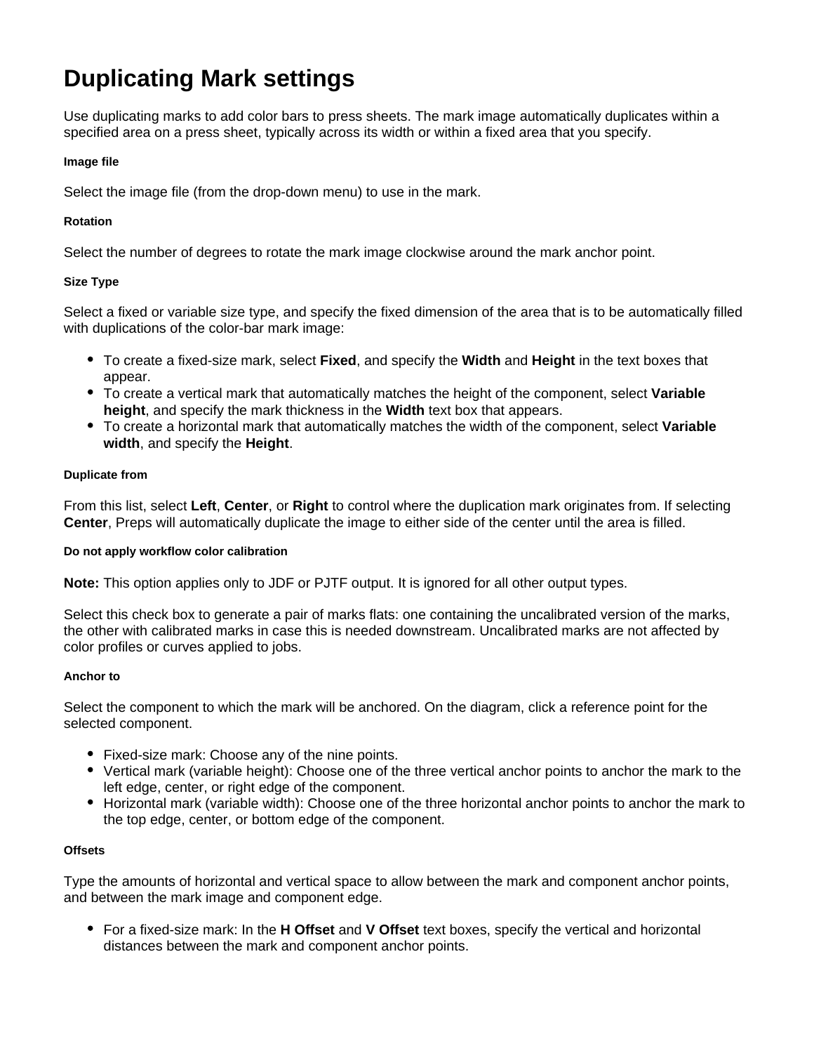# Duplicating Mark settings

Use duplicating marks to add color bars to press sheets. The mark image automatically duplicates within a specified area on a press sheet, typically across its width or within a fixed area that you specify.

#### Image file

Select the image file (from the drop-down menu) to use in the mark.

#### Rotation

Select the number of degrees to rotate the mark image clockwise around the mark anchor point.

#### Size Type

Select a fixed or variable size type, and specify the fixed dimension of the area that is to be automatically filled with duplications of the color-bar mark image:

- To create a fixed-size mark, select **Fixed**, and specify the **Width** and **Height** in the text boxes that appear.
- To create a vertical mark that automatically matches the height of the component, select **Variable height**, and specify the mark thickness in the **Width** text box that appears.
- To create a horizontal mark that automatically matches the width of the component, select **Variable width**, and specify the **Height**.

#### Duplicate from

From this list, select **Left**, **Center**, or **Right** to control where the duplication mark originates from. If selecting **Center**, Preps will automatically duplicate the image to either side of the center until the area is filled.

#### Do not apply workflow color calibration

**Note:** This option applies only to JDF or PJTF output. It is ignored for all other output types.

Select this check box to generate a pair of marks flats: one containing the uncalibrated version of the marks, the other with calibrated marks in case this is needed downstream. Uncalibrated marks are not affected by color profiles or curves applied to jobs.

#### Anchor to

Select the component to which the mark will be anchored. On the diagram, click a reference point for the selected component.

- Fixed-size mark: Choose any of the nine points.
- Vertical mark (variable height): Choose one of the three vertical anchor points to anchor the mark to the left edge, center, or right edge of the component.
- Horizontal mark (variable width): Choose one of the three horizontal anchor points to anchor the mark to the top edge, center, or bottom edge of the component.

#### Offsets

Type the amounts of horizontal and vertical space to allow between the mark and component anchor points, and between the mark image and component edge.

- For a fixed-size mark: In the **H Offset** and **V Offset** text boxes, specify the vertical and horizontal distances between the mark and component anchor points.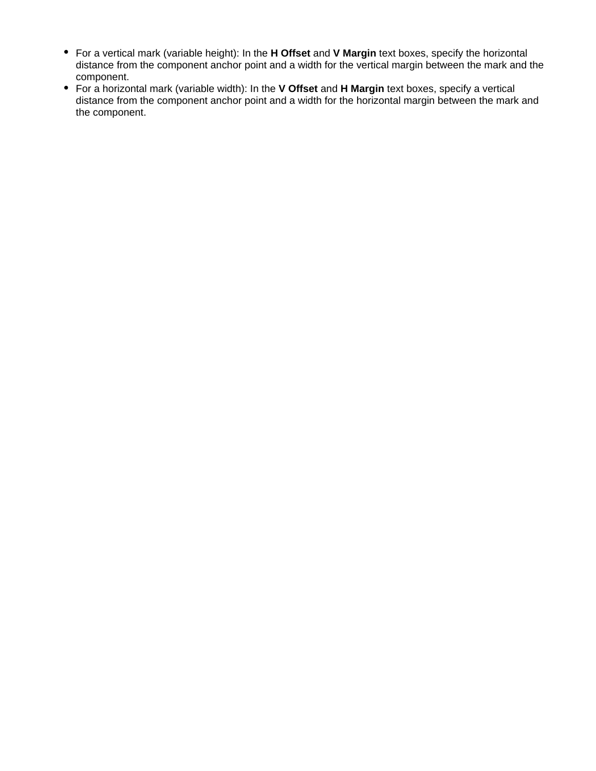- For a vertical mark (variable height): In the **H Offset** and **V Margin** text boxes, specify the horizontal distance from the component anchor point and a width for the vertical margin between the mark and the component.
- For a horizontal mark (variable width): In the **V Offset** and **H Margin** text boxes, specify a vertical distance from the component anchor point and a width for the horizontal margin between the mark and the component.